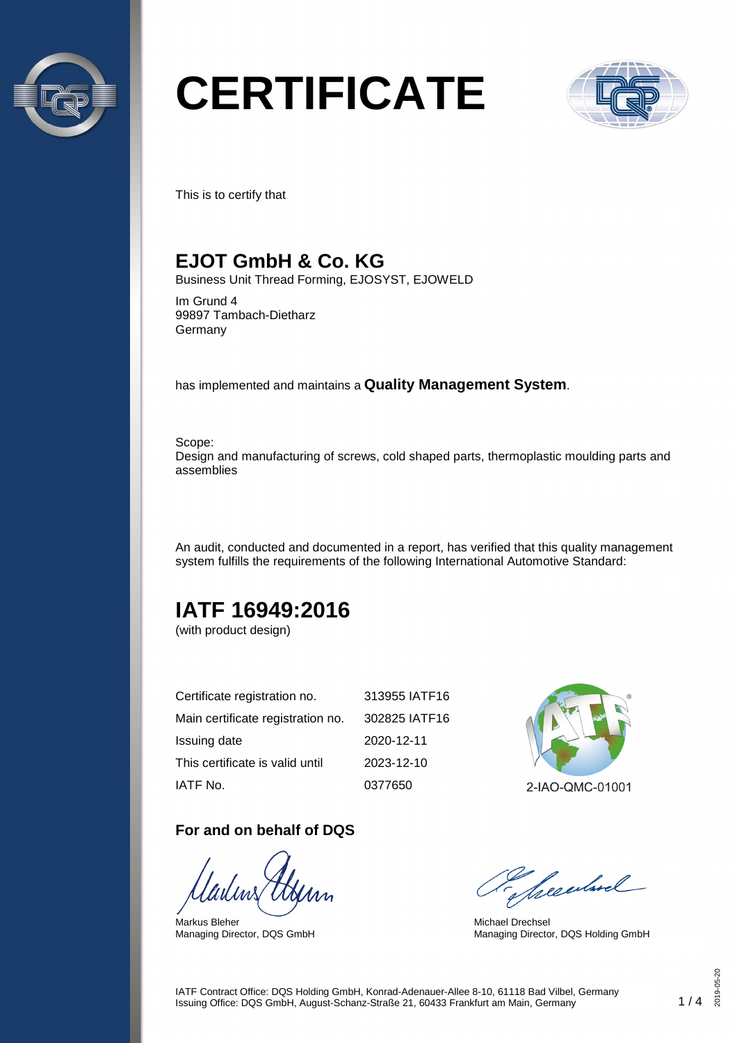# CERTIFICATE

This is to certify that

## EJOT GmbH & Co. KG

Business Unit Thread Forming, EJOSYST, EJOWELD

Im Grund 4
99897 Tambach-Dietharz
Germany

has implemented and maintains a **Quality Management System**.

Scope:
Design and manufacturing of screws, cold shaped parts, thermoplastic moulding parts and assemblies

An audit, conducted and documented in a report, has verified that this quality management system fulfills the requirements of the following International Automotive Standard:

## IATF 16949:2016

(with product design)

| | |
|---|---|
| Certificate registration no. | 313955 IATF16 |
| Main certificate registration no. | 302825 IATF16 |
| Issuing date | 2020-12-11 |
| This certificate is valid until | 2023-12-10 |
| IATF No. | 0377650 |

2-IAO-QMC-01001

**For and on behalf of DQS**

Markus Bleher
Managing Director, DQS GmbH

Michael Drechsel
Managing Director, DQS Holding GmbH

IATF Contract Office: DQS Holding GmbH, Konrad-Adenauer-Allee 8-10, 61118 Bad Vilbel, Germany
Issuing Office: DQS GmbH, August-Schanz-Straße 21, 60433 Frankfurt am Main, Germany

2019-05-20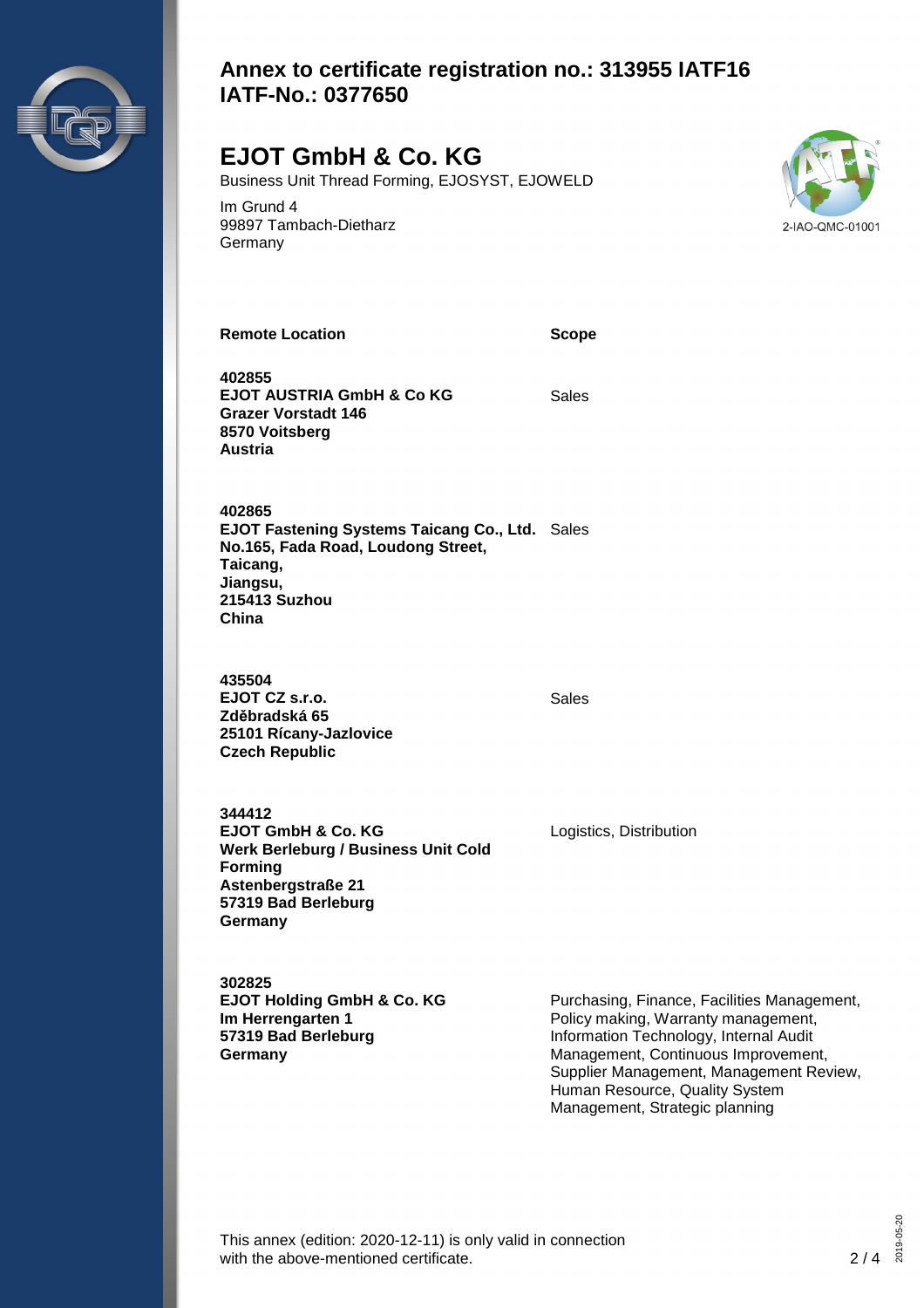# Annex to certificate registration no.: 313955 IATF16
# IATF-No.: 0377650

## EJOT GmbH & Co. KG

Business Unit Thread Forming, EJOSYST, EJOWELD

Im Grund 4
99897 Tambach-Dietharz
Germany

2-IAO-QMC-01001

| Remote Location | Scope |
|---|---|
| **402855**<br>**EJOT AUSTRIA GmbH & Co KG**<br>**Grazer Vorstadt 146**<br>**8570 Voitsberg**<br>**Austria** | Sales |
| **402865**<br>**EJOT Fastening Systems Taicang Co., Ltd.**<br>**No.165, Fada Road, Loudong Street,**<br>**Taicang,**<br>**Jiangsu,**<br>**215413 Suzhou**<br>**China** | Sales |
| **435504**<br>**EJOT CZ s.r.o.**<br>**Zděbradská 65**<br>**25101 Rícany-Jazlovice**<br>**Czech Republic** | Sales |
| **344412**<br>**EJOT GmbH & Co. KG**<br>**Werk Berleburg / Business Unit Cold Forming**<br>**Astenbergstraße 21**<br>**57319 Bad Berleburg**<br>**Germany** | Logistics, Distribution |
| **302825**<br>**EJOT Holding GmbH & Co. KG**<br>**Im Herrengarten 1**<br>**57319 Bad Berleburg**<br>**Germany** | Purchasing, Finance, Facilities Management, Policy making, Warranty management, Information Technology, Internal Audit Management, Continuous Improvement, Supplier Management, Management Review, Human Resource, Quality System Management, Strategic planning |

This annex (edition: 2020-12-11) is only valid in connection with the above-mentioned certificate.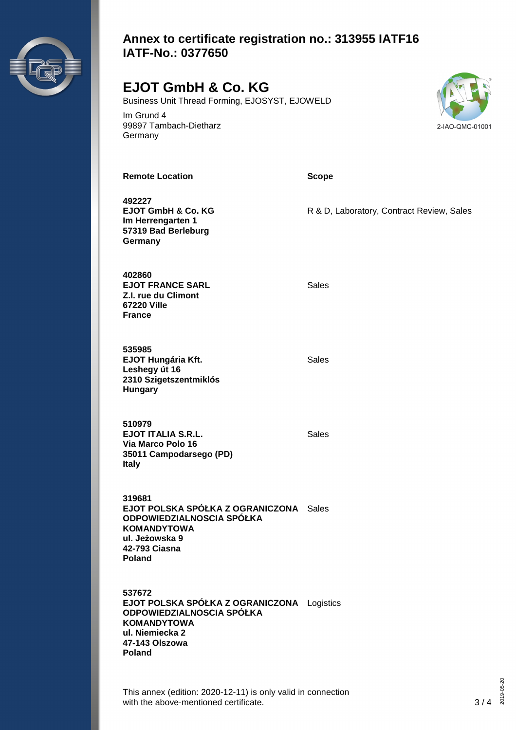# Annex to certificate registration no.: 313955 IATF16
# IATF-No.: 0377650

## EJOT GmbH & Co. KG

Business Unit Thread Forming, EJOSYST, EJOWELD

Im Grund 4
99897 Tambach-Dietharz
Germany

2-IAO-QMC-01001

| Remote Location | Scope |
|---|---|
| **492227**<br>**EJOT GmbH & Co. KG**<br>**Im Herrengarten 1**<br>**57319 Bad Berleburg**<br>**Germany** | R & D, Laboratory, Contract Review, Sales |
| **402860**<br>**EJOT FRANCE SARL**<br>**Z.I. rue du Climont**<br>**67220 Ville**<br>**France** | Sales |
| **535985**<br>**EJOT Hungária Kft.**<br>**Leshegy út 16**<br>**2310 Szigetszentmiklós**<br>**Hungary** | Sales |
| **510979**<br>**EJOT ITALIA S.R.L.**<br>**Via Marco Polo 16**<br>**35011 Campodarsego (PD)**<br>**Italy** | Sales |
| **319681**<br>**EJOT POLSKA SPÓŁKA Z OGRANICZONA ODPOWIEDZIALNOSCIA SPÓŁKA KOMANDYTOWA**<br>**ul. Jeżowska 9**<br>**42-793 Ciasna**<br>**Poland** | Sales |
| **537672**<br>**EJOT POLSKA SPÓŁKA Z OGRANICZONA ODPOWIEDZIALNOSCIA SPÓŁKA KOMANDYTOWA**<br>**ul. Niemiecka 2**<br>**47-143 Olszowa**<br>**Poland** | Logistics |

This annex (edition: 2020-12-11) is only valid in connection with the above-mentioned certificate.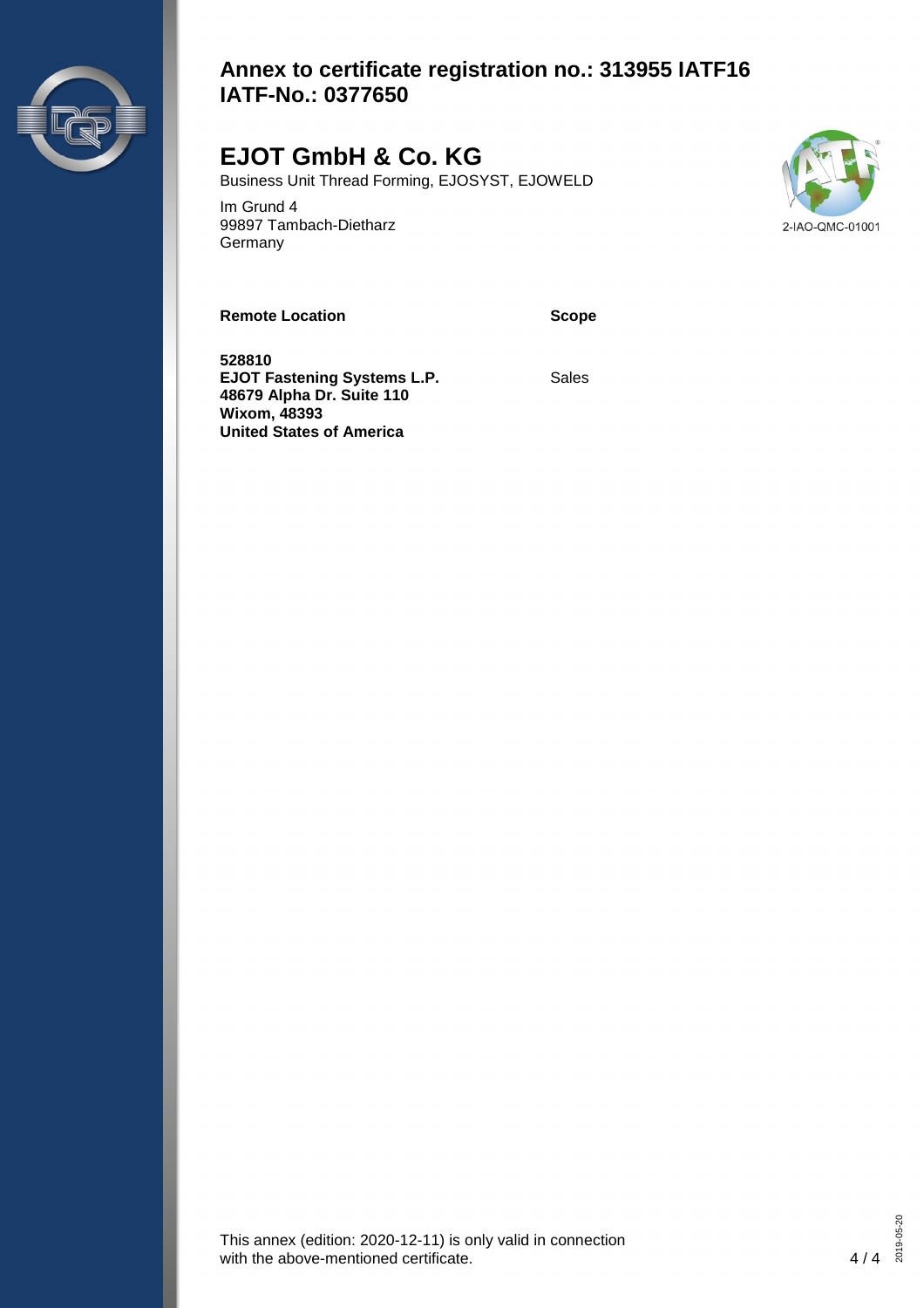## Annex to certificate registration no.: 313955 IATF16
## IATF-No.: 0377650

# EJOT GmbH & Co. KG

Business Unit Thread Forming, EJOSYST, EJOWELD

Im Grund 4
99897 Tambach-Dietharz
Germany

2-IAO-QMC-01001

| Remote Location | Scope |
|---|---|
| **528810**<br>**EJOT Fastening Systems L.P.**<br>**48679 Alpha Dr. Suite 110**<br>**Wixom, 48393**<br>**United States of America** | Sales |

This annex (edition: 2020-12-11) is only valid in connection with the above-mentioned certificate.

2019-05-20